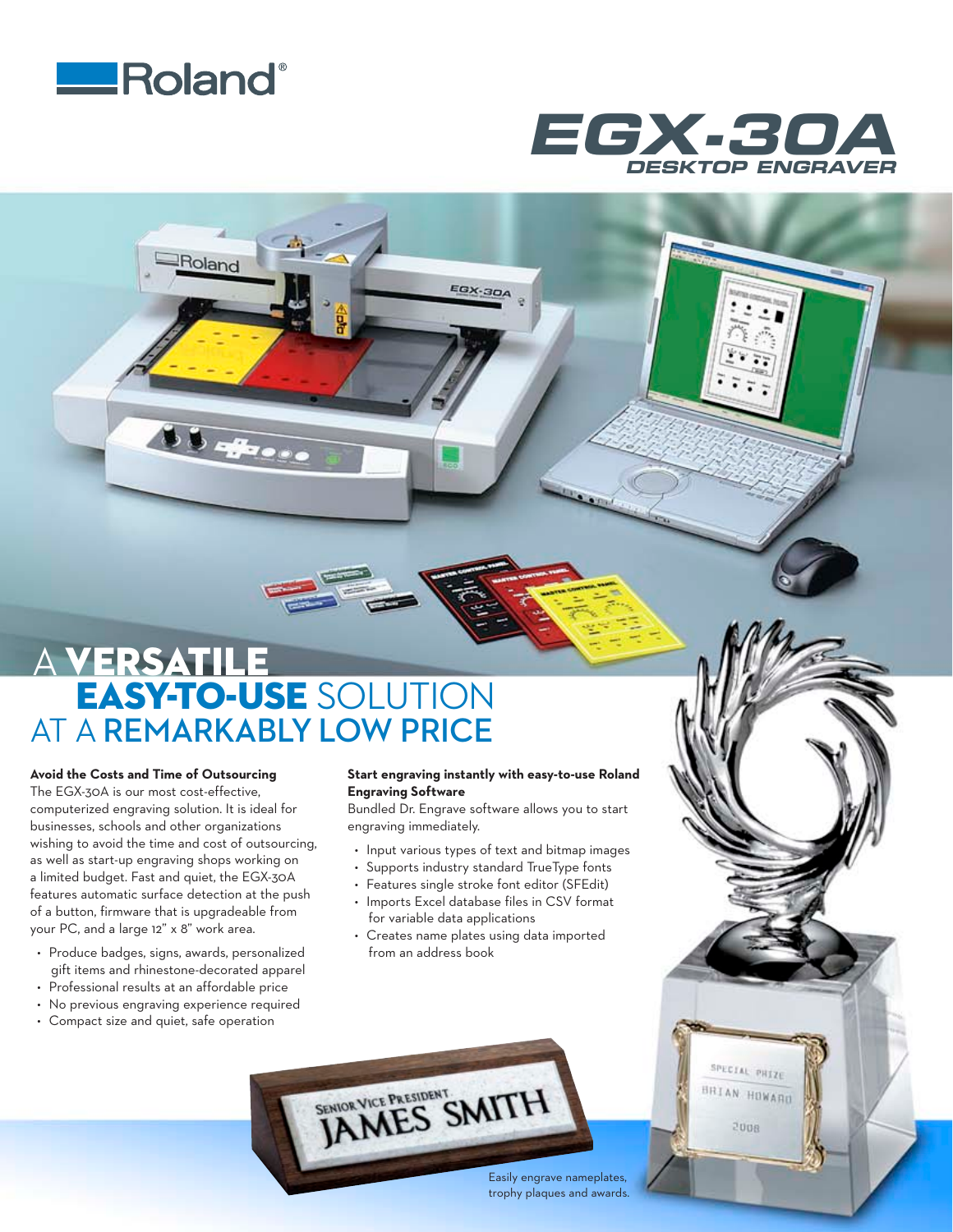Roland®

# EGX-30A
## DESKTOP ENGRAVER

# A VERSATILE EASY-TO-USE SOLUTION AT A REMARKABLY LOW PRICE

**Avoid the Costs and Time of Outsourcing**

The EGX-30A is our most cost-effective, computerized engraving solution. It is ideal for businesses, schools and other organizations wishing to avoid the time and cost of outsourcing, as well as start-up engraving shops working on a limited budget. Fast and quiet, the EGX-30A features automatic surface detection at the push of a button, firmware that is upgradeable from your PC, and a large 12" x 8" work area.

- Produce badges, signs, awards, personalized gift items and rhinestone-decorated apparel
- Professional results at an affordable price
- No previous engraving experience required
- Compact size and quiet, safe operation

**Start engraving instantly with easy-to-use Roland Engraving Software**

Bundled Dr. Engrave software allows you to start engraving immediately.

- Input various types of text and bitmap images
- Supports industry standard TrueType fonts
- Features single stroke font editor (SFEdit)
- Imports Excel database files in CSV format for variable data applications
- Creates name plates using data imported from an address book

Easily engrave nameplates, trophy plaques and awards.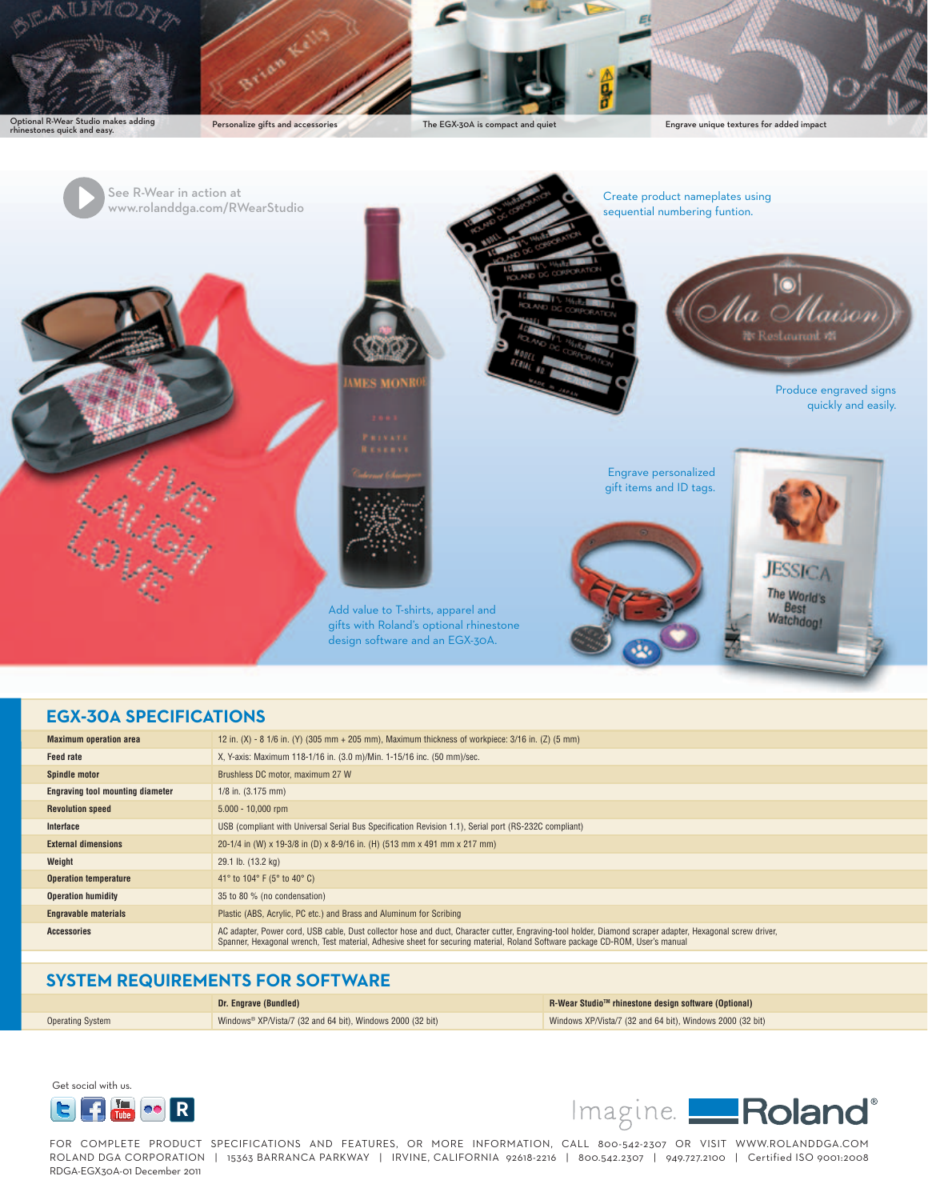Optional R-Wear Studio makes adding rhinestones quick and easy.

Personalize gifts and accessories

The EGX-30A is compact and quiet

Engrave unique textures for added impact

See R-Wear in action at www.rolanddga.com/RWearStudio

Create product nameplates using sequential numbering funtion.

Produce engraved signs quickly and easily.

Engrave personalized gift items and ID tags.

Add value to T-shirts, apparel and gifts with Roland's optional rhinestone design software and an EGX-30A.

## EGX-30A SPECIFICATIONS

| | |
|---|---|
| **Maximum operation area** | 12 in. (X) - 8 1/6 in. (Y) (305 mm + 205 mm), Maximum thickness of workpiece: 3/16 in. (Z) (5 mm) |
| **Feed rate** | X, Y-axis: Maximum 118-1/16 in. (3.0 m)/Min. 1-15/16 inc. (50 mm)/sec. |
| **Spindle motor** | Brushless DC motor, maximum 27 W |
| **Engraving tool mounting diameter** | 1/8 in. (3.175 mm) |
| **Revolution speed** | 5.000 - 10,000 rpm |
| **Interface** | USB (compliant with Universal Serial Bus Specification Revision 1.1), Serial port (RS-232C compliant) |
| **External dimensions** | 20-1/4 in (W) x 19-3/8 in (D) x 8-9/16 in. (H) (513 mm x 491 mm x 217 mm) |
| **Weight** | 29.1 lb. (13.2 kg) |
| **Operation temperature** | 41° to 104° F (5° to 40° C) |
| **Operation humidity** | 35 to 80 % (no condensation) |
| **Engravable materials** | Plastic (ABS, Acrylic, PC etc.) and Brass and Aluminum for Scribing |
| **Accessories** | AC adapter, Power cord, USB cable, Dust collector hose and duct, Character cutter, Engraving-tool holder, Diamond scraper adapter, Hexagonal screw driver, Spanner, Hexagonal wrench, Test material, Adhesive sheet for securing material, Roland Software package CD-ROM, User's manual |

## SYSTEM REQUIREMENTS FOR SOFTWARE

| | **Dr. Engrave (Bundled)** | **R-Wear Studio™ rhinestone design software (Optional)** |
|---|---|---|
| Operating System | Windows® XP/Vista/7 (32 and 64 bit), Windows 2000 (32 bit) | Windows XP/Vista/7 (32 and 64 bit), Windows 2000 (32 bit) |

Get social with us.

Imagine. Roland®

FOR COMPLETE PRODUCT SPECIFICATIONS AND FEATURES, OR MORE INFORMATION, CALL 800-542-2307 OR VISIT WWW.ROLANDDGA.COM
ROLAND DGA CORPORATION | 15363 BARRANCA PARKWAY | IRVINE, CALIFORNIA 92618-2216 | 800.542.2307 | 949.727.2100 | Certified ISO 9001:2008
RDGA-EGX30A-01 December 2011